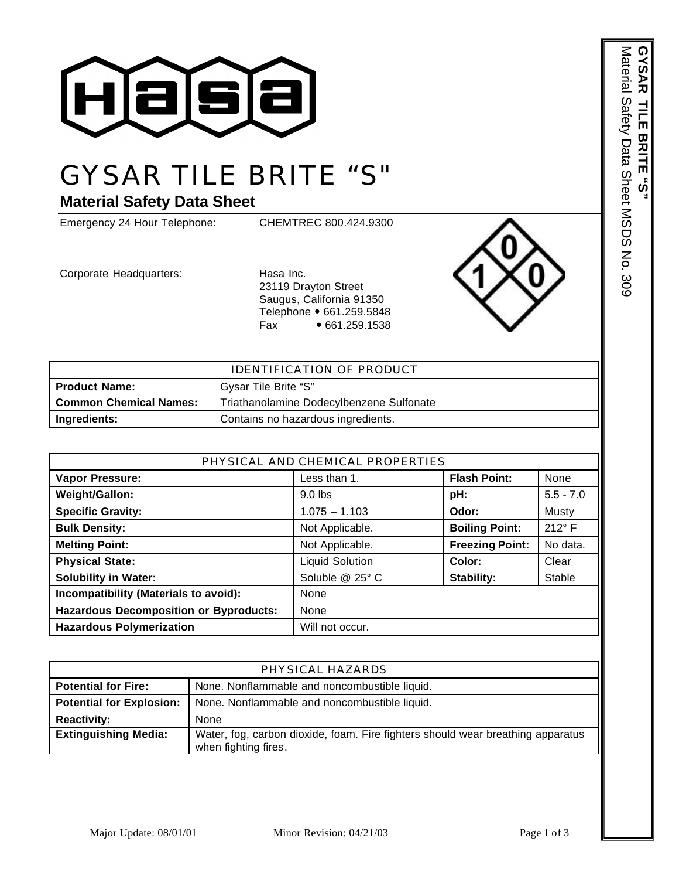# GYSAR TILE BRITE "S"

## Material Safety Data Sheet

Emergency 24 Hour Telephone: CHEMTREC 800.424.9300

Corporate Headquarters:

Hasa Inc.
23119 Drayton Street
Saugus, California 91350
Telephone • 661.259.5848
Fax • 661.259.1538

| IDENTIFICATION OF PRODUCT | |
|---|---|
| **Product Name:** | Gysar Tile Brite "S" |
| **Common Chemical Names:** | Triathanolamine Dodecylbenzene Sulfonate |
| **Ingredients:** | Contains no hazardous ingredients. |

| PHYSICAL AND CHEMICAL PROPERTIES | | | |
|---|---|---|---|
| **Vapor Pressure:** | Less than 1. | **Flash Point:** | None |
| **Weight/Gallon:** | 9.0 lbs | **pH:** | 5.5 - 7.0 |
| **Specific Gravity:** | 1.075 – 1.103 | **Odor:** | Musty |
| **Bulk Density:** | Not Applicable. | **Boiling Point:** | 212° F |
| **Melting Point:** | Not Applicable. | **Freezing Point:** | No data. |
| **Physical State:** | Liquid Solution | **Color:** | Clear |
| **Solubility in Water:** | Soluble @ 25° C | **Stability:** | Stable |
| **Incompatibility (Materials to avoid):** | None | | |
| **Hazardous Decomposition or Byproducts:** | None | | |
| **Hazardous Polymerization** | Will not occur. | | |

| PHYSICAL HAZARDS | |
|---|---|
| **Potential for Fire:** | None. Nonflammable and noncombustible liquid. |
| **Potential for Explosion:** | None. Nonflammable and noncombustible liquid. |
| **Reactivity:** | None |
| **Extinguishing Media:** | Water, fog, carbon dioxide, foam. Fire fighters should wear breathing apparatus when fighting fires. |

Major Update: 08/01/01 Minor Revision: 04/21/03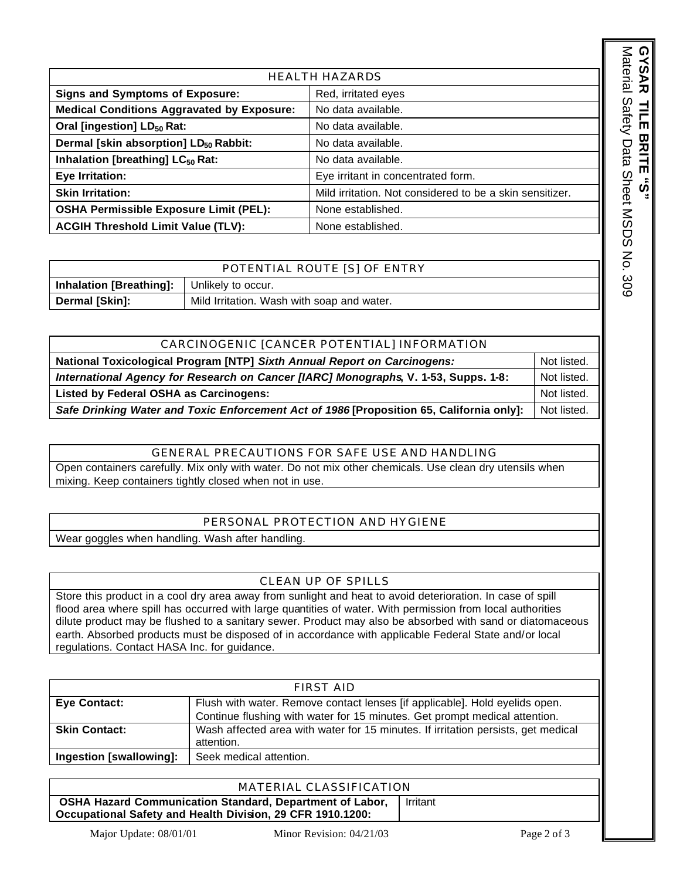| HEALTH HAZARDS | |
|---|---|
| **Signs and Symptoms of Exposure:** | Red, irritated eyes |
| **Medical Conditions Aggravated by Exposure:** | No data available. |
| **Oral [ingestion] $LD_{50}$ Rat:** | No data available. |
| **Dermal [skin absorption] $LD_{50}$ Rabbit:** | No data available. |
| **Inhalation [breathing] $LC_{50}$ Rat:** | No data available. |
| **Eye Irritation:** | Eye irritant in concentrated form. |
| **Skin Irritation:** | Mild irritation. Not considered to be a skin sensitizer. |
| **OSHA Permissible Exposure Limit (PEL):** | None established. |
| **ACGIH Threshold Limit Value (TLV):** | None established. |

| POTENTIAL ROUTE [S] OF ENTRY | |
|---|---|
| **Inhalation [Breathing]:** | Unlikely to occur. |
| **Dermal [Skin]:** | Mild Irritation. Wash with soap and water. |

| CARCINOGENIC [CANCER POTENTIAL] INFORMATION | |
|---|---|
| **National Toxicological Program [NTP]** ***Sixth Annual Report on Carcinogens:*** | Not listed. |
| ***International Agency for Research on Cancer [IARC] Monographs*****, V. 1-53, Supps. 1-8:** | Not listed. |
| **Listed by Federal OSHA as Carcinogens:** | Not listed. |
| ***Safe Drinking Water and Toxic Enforcement Act of 1986*** **[Proposition 65, California only]:** | Not listed. |

## GENERAL PRECAUTIONS FOR SAFE USE AND HANDLING

Open containers carefully. Mix only with water. Do not mix other chemicals. Use clean dry utensils when mixing. Keep containers tightly closed when not in use.

## PERSONAL PROTECTION AND HYGIENE

Wear goggles when handling. Wash after handling.

## CLEAN UP OF SPILLS

Store this product in a cool dry area away from sunlight and heat to avoid deterioration. In case of spill flood area where spill has occurred with large quantities of water. With permission from local authorities dilute product may be flushed to a sanitary sewer. Product may also be absorbed with sand or diatomaceous earth. Absorbed products must be disposed of in accordance with applicable Federal State and/or local regulations. Contact HASA Inc. for guidance.

| FIRST AID | |
|---|---|
| **Eye Contact:** | Flush with water. Remove contact lenses [if applicable]. Hold eyelids open. Continue flushing with water for 15 minutes. Get prompt medical attention. |
| **Skin Contact:** | Wash affected area with water for 15 minutes. If irritation persists, get medical attention. |
| **Ingestion [swallowing]:** | Seek medical attention. |

| MATERIAL CLASSIFICATION | |
|---|---|
| **OSHA Hazard Communication Standard, Department of Labor, Occupational Safety and Health Division, 29 CFR 1910.1200:** | Irritant |

Major Update: 08/01/01 Minor Revision: 04/21/03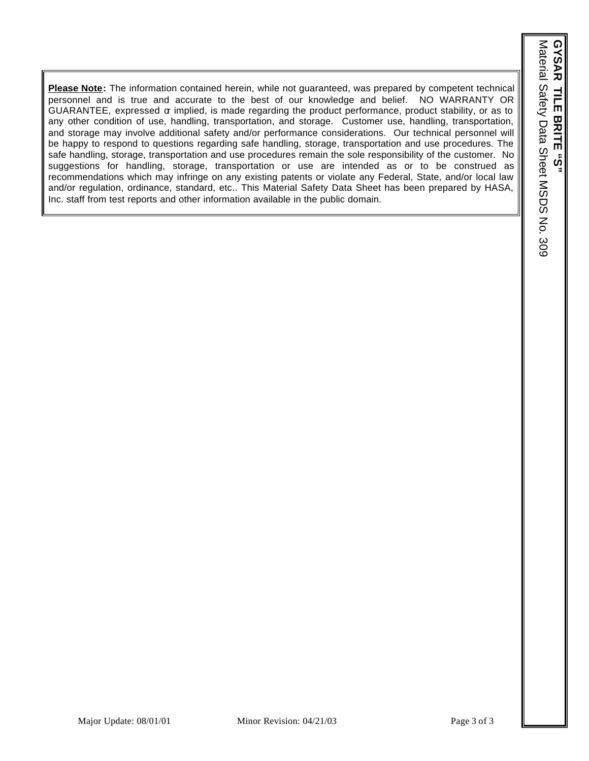**Please Note:** The information contained herein, while not guaranteed, was prepared by competent technical personnel and is true and accurate to the best of our knowledge and belief. NO WARRANTY OR GUARANTEE, expressed or implied, is made regarding the product performance, product stability, or as to any other condition of use, handling, transportation, and storage. Customer use, handling, transportation, and storage may involve additional safety and/or performance considerations. Our technical personnel will be happy to respond to questions regarding safe handling, storage, transportation and use procedures. The safe handling, storage, transportation and use procedures remain the sole responsibility of the customer. No suggestions for handling, storage, transportation or use are intended as or to be construed as recommendations which may infringe on any existing patents or violate any Federal, State, and/or local law and/or regulation, ordinance, standard, etc.. This Material Safety Data Sheet has been prepared by HASA, Inc. staff from test reports and other information available in the public domain.